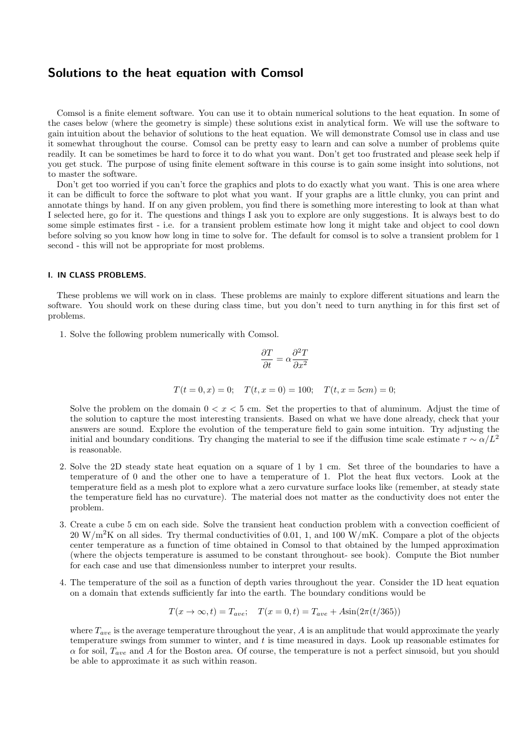## Solutions to the heat equation with Comsol

Comsol is a finite element software. You can use it to obtain numerical solutions to the heat equation. In some of the cases below (where the geometry is simple) these solutions exist in analytical form. We will use the software to gain intuition about the behavior of solutions to the heat equation. We will demonstrate Comsol use in class and use it somewhat throughout the course. Comsol can be pretty easy to learn and can solve a number of problems quite readily. It can be sometimes be hard to force it to do what you want. Don't get too frustrated and please seek help if you get stuck. The purpose of using finite element software in this course is to gain some insight into solutions, not to master the software.

Don't get too worried if you can't force the graphics and plots to do exactly what you want. This is one area where it can be difficult to force the software to plot what you want. If your graphs are a little clunky, you can print and annotate things by hand. If on any given problem, you find there is something more interesting to look at than what I selected here, go for it. The questions and things I ask you to explore are only suggestions. It is always best to do some simple estimates first - i.e. for a transient problem estimate how long it might take and object to cool down before solving so you know how long in time to solve for. The default for comsol is to solve a transient problem for 1 second - this will not be appropriate for most problems.

### I. IN CLASS PROBLEMS.

These problems we will work on in class. These problems are mainly to explore different situations and learn the software. You should work on these during class time, but you don't need to turn anything in for this first set of problems.

1. Solve the following problem numerically with Comsol.

$$\frac{\partial T}{\partial t} = \alpha \frac{\partial^2 T}{\partial x^2}$$

$$T(t=0,x) = 0; \quad T(t,x=0) = 100; \quad T(t,x=5cm) = 0;$$

Solve the problem on the domain $0 < x < 5$ cm. Set the properties to that of aluminum. Adjust the time of the solution to capture the most interesting transients. Based on what we have done already, check that your answers are sound. Explore the evolution of the temperature field to gain some intuition. Try adjusting the initial and boundary conditions. Try changing the material to see if the diffusion time scale estimate $\tau \sim \alpha/L^2$ is reasonable.

2. Solve the 2D steady state heat equation on a square of 1 by 1 cm. Set three of the boundaries to have a temperature of 0 and the other one to have a temperature of 1. Plot the heat flux vectors. Look at the temperature field as a mesh plot to explore what a zero curvature surface looks like (remember, at steady state the temperature field has no curvature). The material does not matter as the conductivity does not enter the problem.

3. Create a cube 5 cm on each side. Solve the transient heat conduction problem with a convection coefficient of 20 $\text{W/m}^2\text{K}$ on all sides. Try thermal conductivities of 0.01, 1, and 100 W/mK. Compare a plot of the objects center temperature as a function of time obtained in Comsol to that obtained by the lumped approximation (where the objects temperature is assumed to be constant throughout- see book). Compute the Biot number for each case and use that dimensionless number to interpret your results.

4. The temperature of the soil as a function of depth varies throughout the year. Consider the 1D heat equation on a domain that extends sufficiently far into the earth. The boundary conditions would be

$$T(x \to \infty, t) = T_{ave}; \quad T(x=0,t) = T_{ave} + A\sin(2\pi(t/365))$$

where $T_{ave}$ is the average temperature throughout the year, $A$ is an amplitude that would approximate the yearly temperature swings from summer to winter, and $t$ is time measured in days. Look up reasonable estimates for $\alpha$ for soil, $T_{ave}$ and $A$ for the Boston area. Of course, the temperature is not a perfect sinusoid, but you should be able to approximate it as such within reason.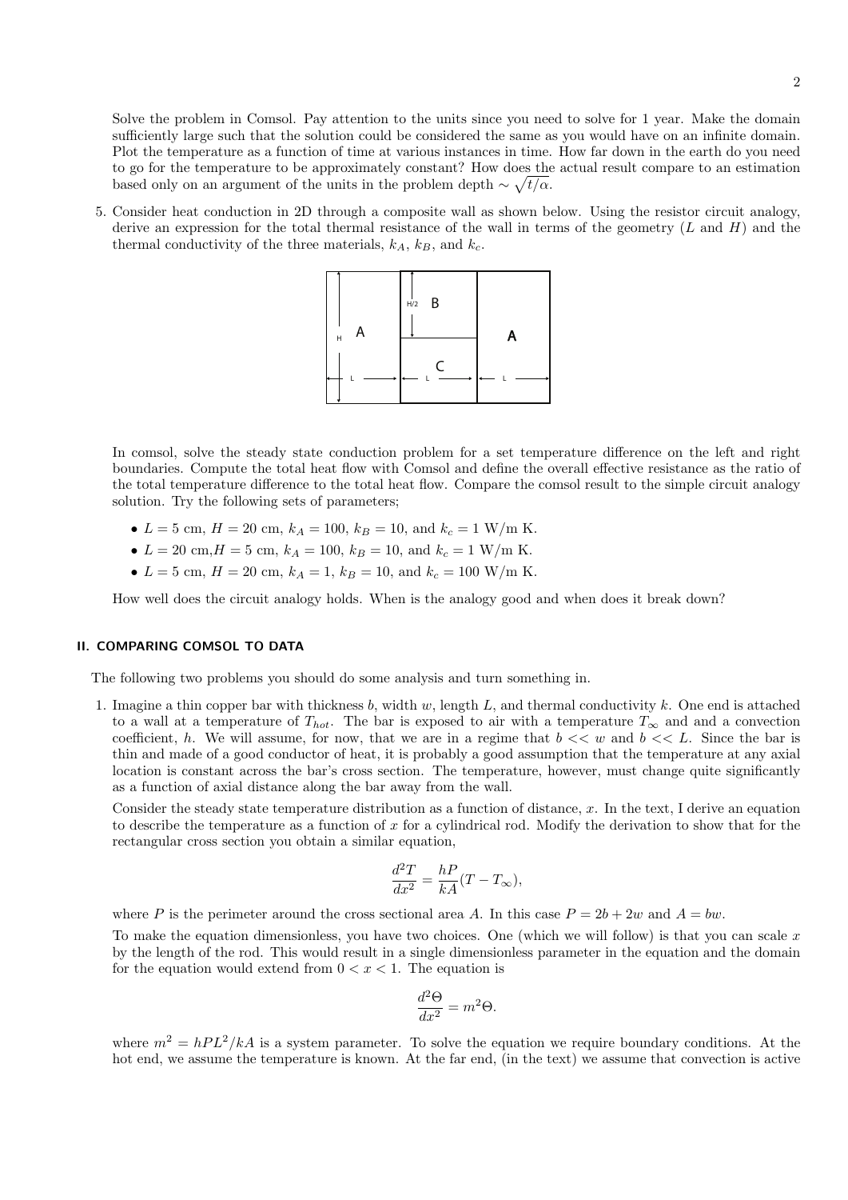Solve the problem in Comsol. Pay attention to the units since you need to solve for 1 year. Make the domain sufficiently large such that the solution could be considered the same as you would have on an infinite domain. Plot the temperature as a function of time at various instances in time. How far down in the earth do you need to go for the temperature to be approximately constant? How does the actual result compare to an estimation based only on an argument of the units in the problem depth $\sim \sqrt{t/\alpha}$.

5. Consider heat conduction in 2D through a composite wall as shown below. Using the resistor circuit analogy, derive an expression for the total thermal resistance of the wall in terms of the geometry ($L$ and $H$) and the thermal conductivity of the three materials, $k_A$, $k_B$, and $k_c$.

   In comsol, solve the steady state conduction problem for a set temperature difference on the left and right boundaries. Compute the total heat flow with Comsol and define the overall effective resistance as the ratio of the total temperature difference to the total heat flow. Compare the comsol result to the simple circuit analogy solution. Try the following sets of parameters;

   - $L = 5$ cm, $H = 20$ cm, $k_A = 100$, $k_B = 10$, and $k_c = 1$ W/m K.
   - $L = 20$ cm,$H = 5$ cm, $k_A = 100$, $k_B = 10$, and $k_c = 1$ W/m K.
   - $L = 5$ cm, $H = 20$ cm, $k_A = 1$, $k_B = 10$, and $k_c = 100$ W/m K.

   How well does the circuit analogy holds. When is the analogy good and when does it break down?

## II. COMPARING COMSOL TO DATA

The following two problems you should do some analysis and turn something in.

1. Imagine a thin copper bar with thickness $b$, width $w$, length $L$, and thermal conductivity $k$. One end is attached to a wall at a temperature of $T_{hot}$. The bar is exposed to air with a temperature $T_\infty$ and and a convection coefficient, $h$. We will assume, for now, that we are in a regime that $b << w$ and $b << L$. Since the bar is thin and made of a good conductor of heat, it is probably a good assumption that the temperature at any axial location is constant across the bar's cross section. The temperature, however, must change quite significantly as a function of axial distance along the bar away from the wall.

   Consider the steady state temperature distribution as a function of distance, $x$. In the text, I derive an equation to describe the temperature as a function of $x$ for a cylindrical rod. Modify the derivation to show that for the rectangular cross section you obtain a similar equation,

   $$\frac{d^2T}{dx^2} = \frac{hP}{kA}(T - T_\infty),$$

   where $P$ is the perimeter around the cross sectional area $A$. In this case $P = 2b + 2w$ and $A = bw$.

   To make the equation dimensionless, you have two choices. One (which we will follow) is that you can scale $x$ by the length of the rod. This would result in a single dimensionless parameter in the equation and the domain for the equation would extend from $0 < x < 1$. The equation is

   $$\frac{d^2\Theta}{dx^2} = m^2\Theta.$$

   where $m^2 = hPL^2/kA$ is a system parameter. To solve the equation we require boundary conditions. At the hot end, we assume the temperature is known. At the far end, (in the text) we assume that convection is active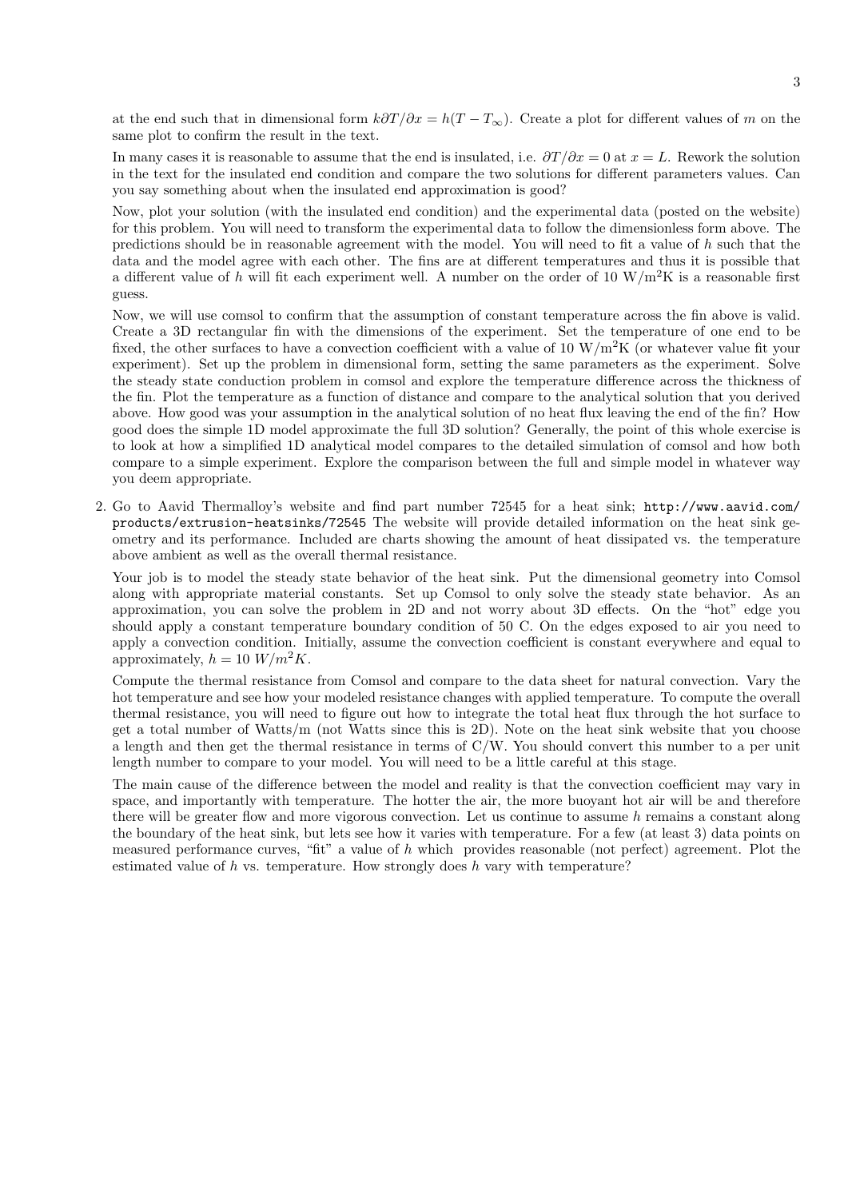at the end such that in dimensional form $k\partial T/\partial x = h(T - T_\infty)$. Create a plot for different values of $m$ on the same plot to confirm the result in the text.

In many cases it is reasonable to assume that the end is insulated, i.e. $\partial T/\partial x = 0$ at $x = L$. Rework the solution in the text for the insulated end condition and compare the two solutions for different parameters values. Can you say something about when the insulated end approximation is good?

Now, plot your solution (with the insulated end condition) and the experimental data (posted on the website) for this problem. You will need to transform the experimental data to follow the dimensionless form above. The predictions should be in reasonable agreement with the model. You will need to fit a value of $h$ such that the data and the model agree with each other. The fins are at different temperatures and thus it is possible that a different value of $h$ will fit each experiment well. A number on the order of 10 W/m$^2$K is a reasonable first guess.

Now, we will use comsol to confirm that the assumption of constant temperature across the fin above is valid. Create a 3D rectangular fin with the dimensions of the experiment. Set the temperature of one end to be fixed, the other surfaces to have a convection coefficient with a value of 10 W/m$^2$K (or whatever value fit your experiment). Set up the problem in dimensional form, setting the same parameters as the experiment. Solve the steady state conduction problem in comsol and explore the temperature difference across the thickness of the fin. Plot the temperature as a function of distance and compare to the analytical solution that you derived above. How good was your assumption in the analytical solution of no heat flux leaving the end of the fin? How good does the simple 1D model approximate the full 3D solution? Generally, the point of this whole exercise is to look at how a simplified 1D analytical model compares to the detailed simulation of comsol and how both compare to a simple experiment. Explore the comparison between the full and simple model in whatever way you deem appropriate.

2. Go to Aavid Thermalloy's website and find part number 72545 for a heat sink; `http://www.aavid.com/products/extrusion-heatsinks/72545` The website will provide detailed information on the heat sink geometry and its performance. Included are charts showing the amount of heat dissipated vs. the temperature above ambient as well as the overall thermal resistance.

   Your job is to model the steady state behavior of the heat sink. Put the dimensional geometry into Comsol along with appropriate material constants. Set up Comsol to only solve the steady state behavior. As an approximation, you can solve the problem in 2D and not worry about 3D effects. On the "hot" edge you should apply a constant temperature boundary condition of 50 C. On the edges exposed to air you need to apply a convection condition. Initially, assume the convection coefficient is constant everywhere and equal to approximately, $h = 10\ W/m^2K$.

   Compute the thermal resistance from Comsol and compare to the data sheet for natural convection. Vary the hot temperature and see how your modeled resistance changes with applied temperature. To compute the overall thermal resistance, you will need to figure out how to integrate the total heat flux through the hot surface to get a total number of Watts/m (not Watts since this is 2D). Note on the heat sink website that you choose a length and then get the thermal resistance in terms of C/W. You should convert this number to a per unit length number to compare to your model. You will need to be a little careful at this stage.

   The main cause of the difference between the model and reality is that the convection coefficient may vary in space, and importantly with temperature. The hotter the air, the more buoyant hot air will be and therefore there will be greater flow and more vigorous convection. Let us continue to assume $h$ remains a constant along the boundary of the heat sink, but lets see how it varies with temperature. For a few (at least 3) data points on measured performance curves, "fit" a value of $h$ which provides reasonable (not perfect) agreement. Plot the estimated value of $h$ vs. temperature. How strongly does $h$ vary with temperature?